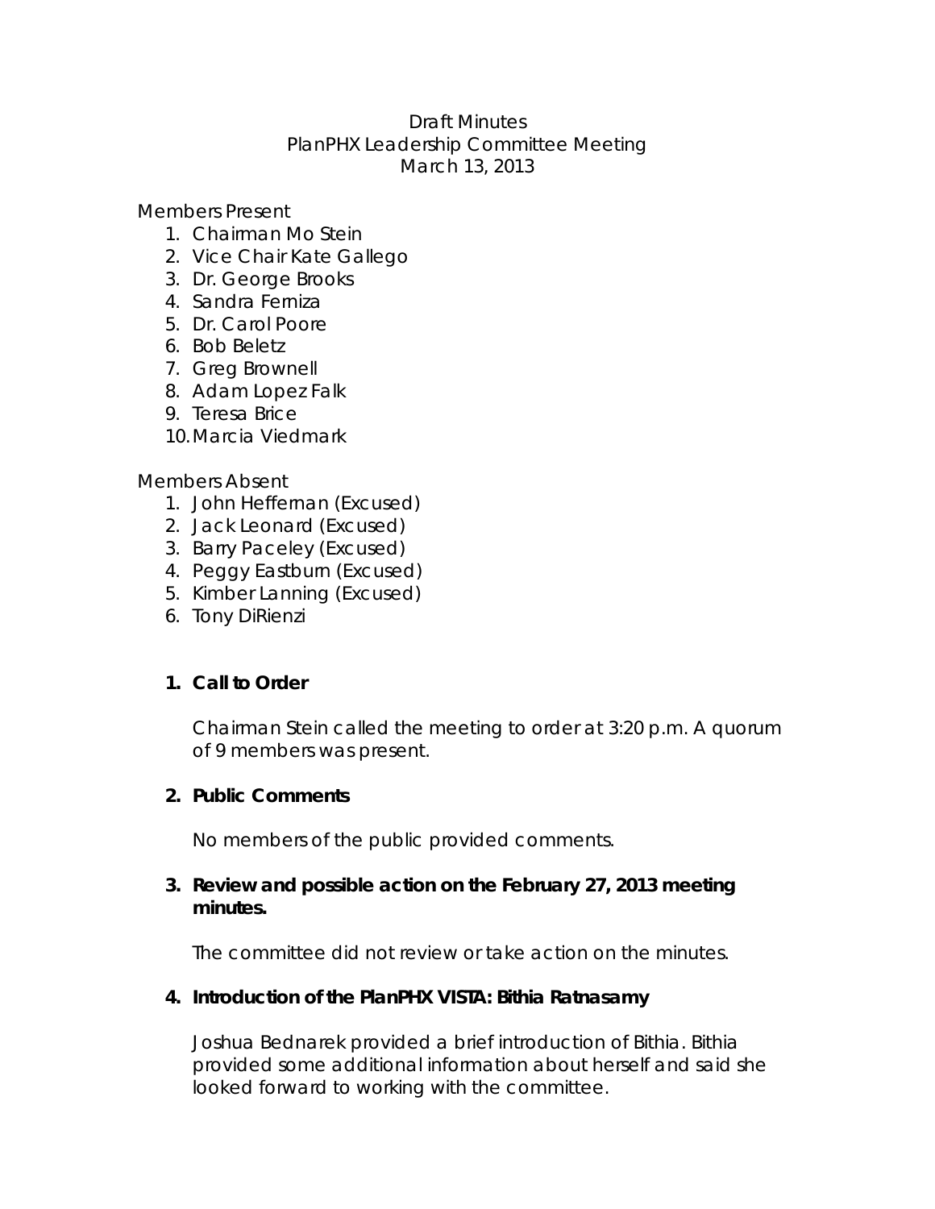Draft Minutes
PlanPHX Leadership Committee Meeting
March 13, 2013

Members Present

1. Chairman Mo Stein
2. Vice Chair Kate Gallego
3. Dr. George Brooks
4. Sandra Ferniza
5. Dr. Carol Poore
6. Bob Beletz
7. Greg Brownell
8. Adam Lopez Falk
9. Teresa Brice
10. Marcia Viedmark

Members Absent

1. John Heffernan (Excused)
2. Jack Leonard (Excused)
3. Barry Paceley (Excused)
4. Peggy Eastburn (Excused)
5. Kimber Lanning (Excused)
6. Tony DiRienzi

**1. Call to Order**

Chairman Stein called the meeting to order at 3:20 p.m. A quorum of 9 members was present.

**2. Public Comments**

No members of the public provided comments.

**3. Review and possible action on the February 27, 2013 meeting minutes.**

The committee did not review or take action on the minutes.

**4. Introduction of the PlanPHX VISTA: Bithia Ratnasamy**

Joshua Bednarek provided a brief introduction of Bithia. Bithia provided some additional information about herself and said she looked forward to working with the committee.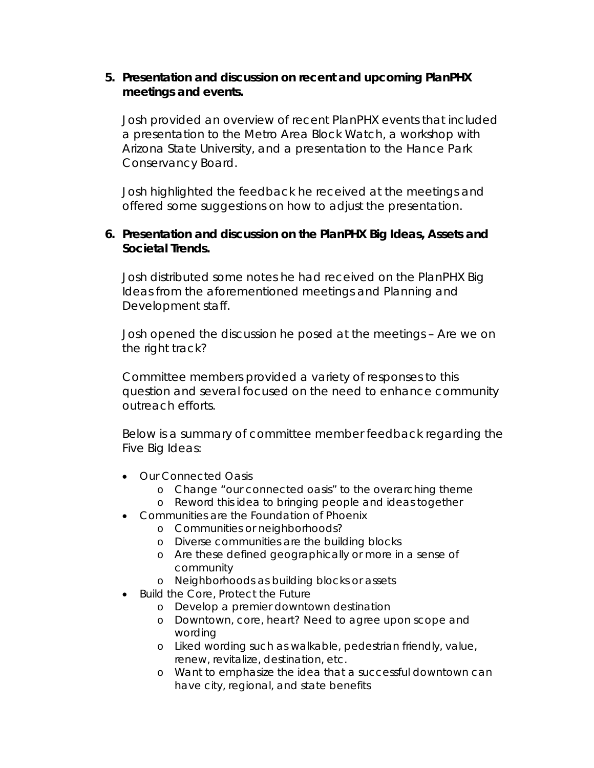5. **Presentation and discussion on recent and upcoming PlanPHX meetings and events.**

   Josh provided an overview of recent PlanPHX events that included a presentation to the Metro Area Block Watch, a workshop with Arizona State University, and a presentation to the Hance Park Conservancy Board.

   Josh highlighted the feedback he received at the meetings and offered some suggestions on how to adjust the presentation.

6. **Presentation and discussion on the PlanPHX Big Ideas, Assets and Societal Trends.**

   Josh distributed some notes he had received on the PlanPHX Big Ideas from the aforementioned meetings and Planning and Development staff.

   Josh opened the discussion he posed at the meetings – Are we on the right track?

   Committee members provided a variety of responses to this question and several focused on the need to enhance community outreach efforts.

   Below is a summary of committee member feedback regarding the Five Big Ideas:

   - Our Connected Oasis
     - Change "our connected oasis" to the overarching theme
     - Reword this idea to bringing people and ideas together
   - Communities are the Foundation of Phoenix
     - Communities or neighborhoods?
     - Diverse communities are the building blocks
     - Are these defined geographically or more in a sense of community
     - Neighborhoods as building blocks or assets
   - Build the Core, Protect the Future
     - Develop a premier downtown destination
     - Downtown, core, heart? Need to agree upon scope and wording
     - Liked wording such as walkable, pedestrian friendly, value, renew, revitalize, destination, etc.
     - Want to emphasize the idea that a successful downtown can have city, regional, and state benefits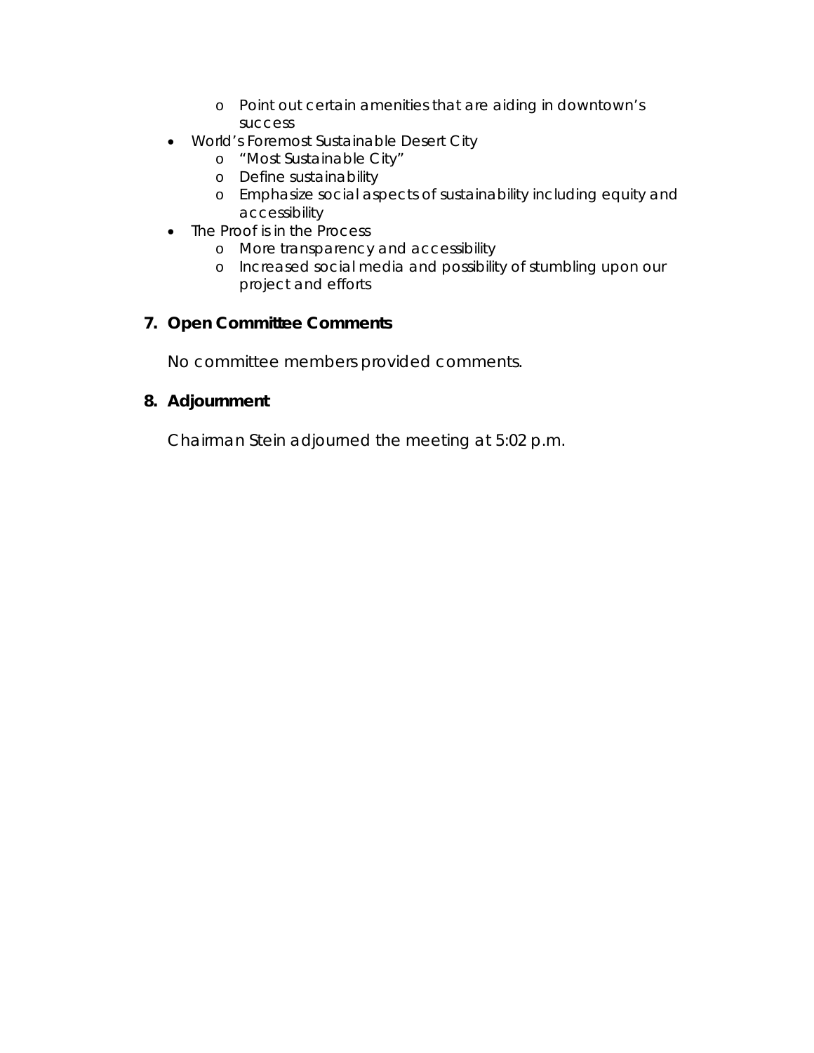- Point out certain amenities that are aiding in downtown's success
- World's Foremost Sustainable Desert City
    - "Most Sustainable City"
    - Define sustainability
    - Emphasize social aspects of sustainability including equity and accessibility
- The Proof is in the Process
    - More transparency and accessibility
    - Increased social media and possibility of stumbling upon our project and efforts

**7. Open Committee Comments**

No committee members provided comments.

**8. Adjournment**

Chairman Stein adjourned the meeting at 5:02 p.m.